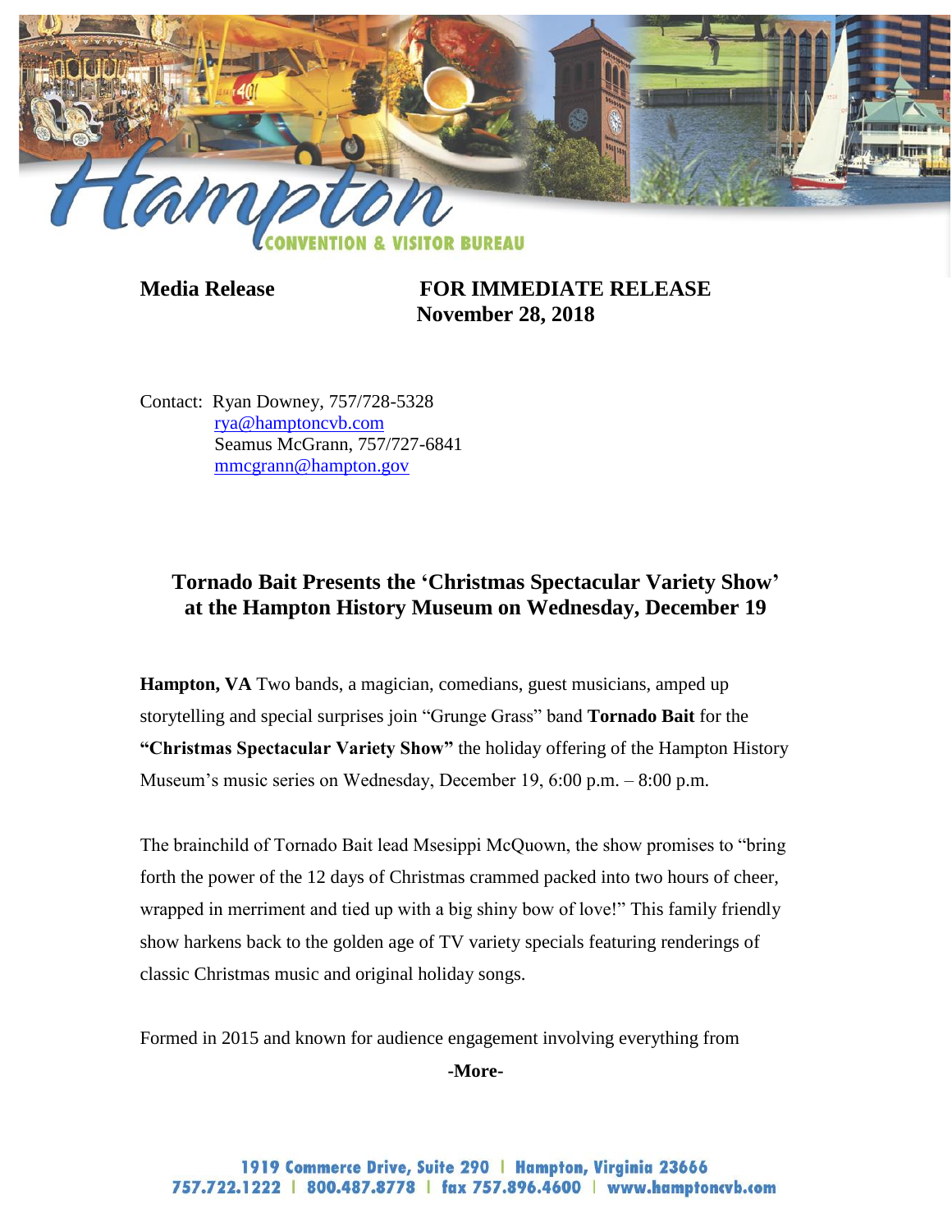**Media Release** **FOR IMMEDIATE RELEASE**
**November 28, 2018**

Contact: Ryan Downey, 757/728-5328
rya@hamptoncvb.com
Seamus McGrann, 757/727-6841
mmcgrann@hampton.gov

## Tornado Bait Presents the 'Christmas Spectacular Variety Show' at the Hampton History Museum on Wednesday, December 19

**Hampton, VA** Two bands, a magician, comedians, guest musicians, amped up storytelling and special surprises join "Grunge Grass" band **Tornado Bait** for the **"Christmas Spectacular Variety Show"** the holiday offering of the Hampton History Museum's music series on Wednesday, December 19, 6:00 p.m. – 8:00 p.m.

The brainchild of Tornado Bait lead Msesippi McQuown, the show promises to "bring forth the power of the 12 days of Christmas crammed packed into two hours of cheer, wrapped in merriment and tied up with a big shiny bow of love!" This family friendly show harkens back to the golden age of TV variety specials featuring renderings of classic Christmas music and original holiday songs.

Formed in 2015 and known for audience engagement involving everything from

**-More-**

1919 Commerce Drive, Suite 290 | Hampton, Virginia 23666
757.722.1222 | 800.487.8778 | fax 757.896.4600 | www.hamptoncvb.com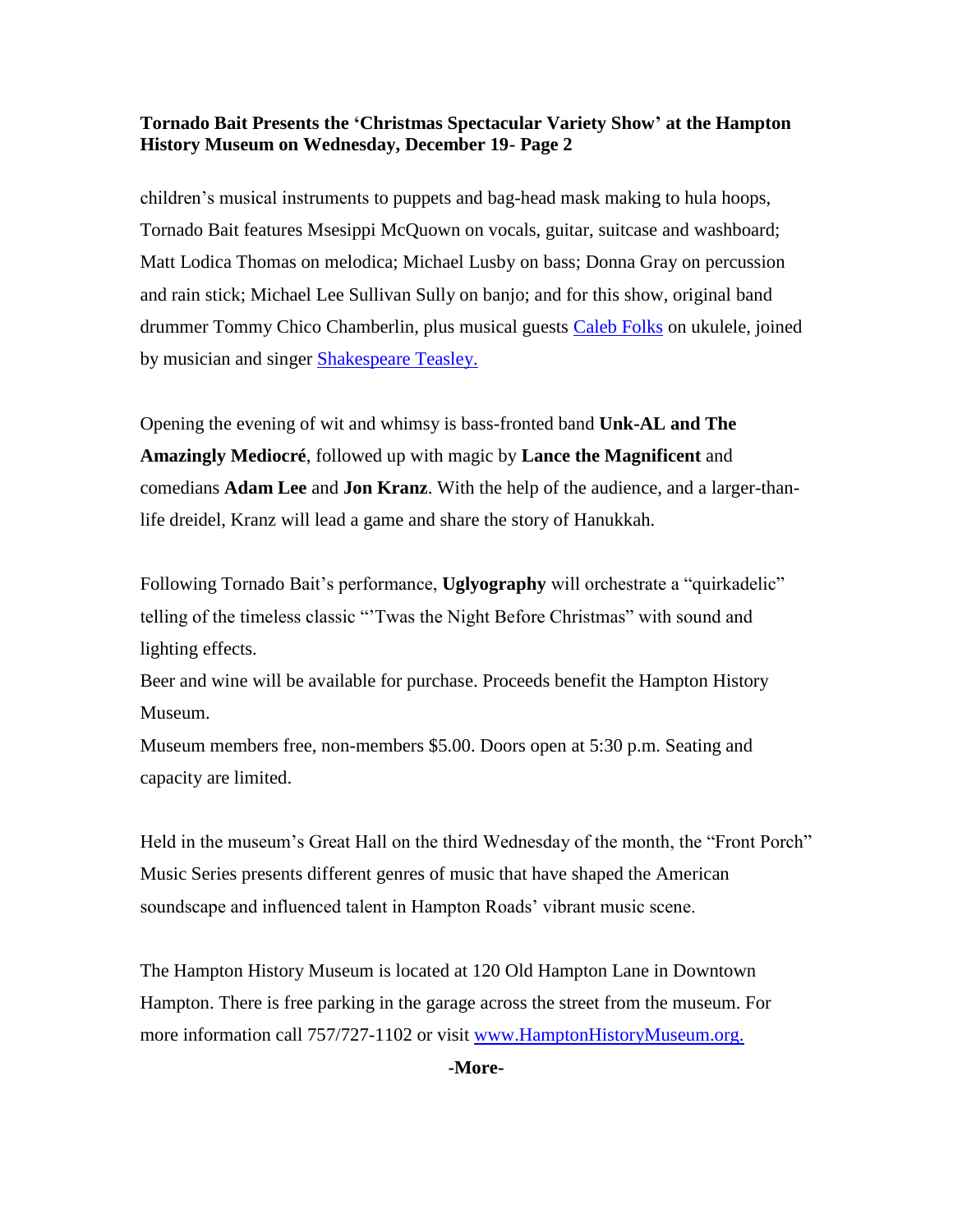children's musical instruments to puppets and bag-head mask making to hula hoops, Tornado Bait features Msesippi McQuown on vocals, guitar, suitcase and washboard; Matt Lodica Thomas on melodica; Michael Lusby on bass; Donna Gray on percussion and rain stick; Michael Lee Sullivan Sully on banjo; and for this show, original band drummer Tommy Chico Chamberlin, plus musical guests [Caleb Folks](#) on ukulele, joined by musician and singer [Shakespeare Teasley.](#)

Opening the evening of wit and whimsy is bass-fronted band **Unk-AL and The Amazingly Mediocré**, followed up with magic by **Lance the Magnificent** and comedians **Adam Lee** and **Jon Kranz**. With the help of the audience, and a larger-than-life dreidel, Kranz will lead a game and share the story of Hanukkah.

Following Tornado Bait's performance, **Uglyography** will orchestrate a "quirkadelic" telling of the timeless classic "'Twas the Night Before Christmas" with sound and lighting effects.

Beer and wine will be available for purchase. Proceeds benefit the Hampton History Museum.

Museum members free, non-members $5.00. Doors open at 5:30 p.m. Seating and capacity are limited.

Held in the museum's Great Hall on the third Wednesday of the month, the "Front Porch" Music Series presents different genres of music that have shaped the American soundscape and influenced talent in Hampton Roads' vibrant music scene.

The Hampton History Museum is located at 120 Old Hampton Lane in Downtown Hampton. There is free parking in the garage across the street from the museum. For more information call 757/727-1102 or visit [www.HamptonHistoryMuseum.org.](http://www.HamptonHistoryMuseum.org)

**-More-**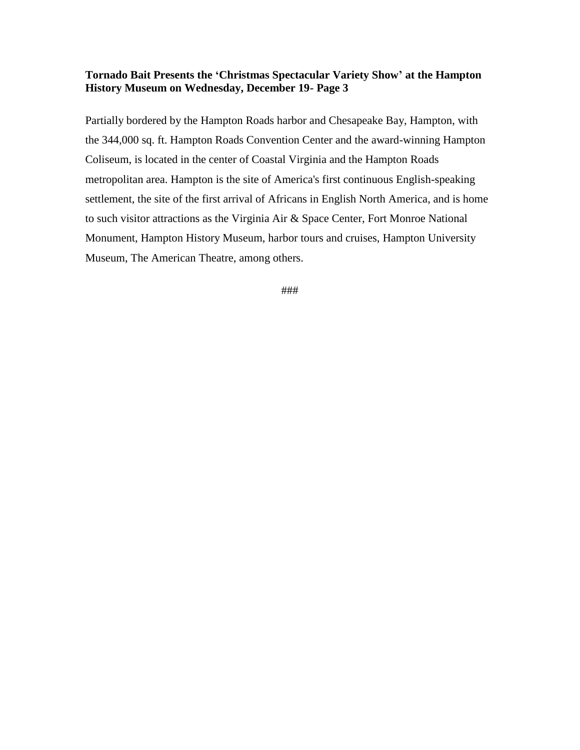Partially bordered by the Hampton Roads harbor and Chesapeake Bay, Hampton, with the 344,000 sq. ft. Hampton Roads Convention Center and the award-winning Hampton Coliseum, is located in the center of Coastal Virginia and the Hampton Roads metropolitan area. Hampton is the site of America's first continuous English-speaking settlement, the site of the first arrival of Africans in English North America, and is home to such visitor attractions as the Virginia Air & Space Center, Fort Monroe National Monument, Hampton History Museum, harbor tours and cruises, Hampton University Museum, The American Theatre, among others.

###